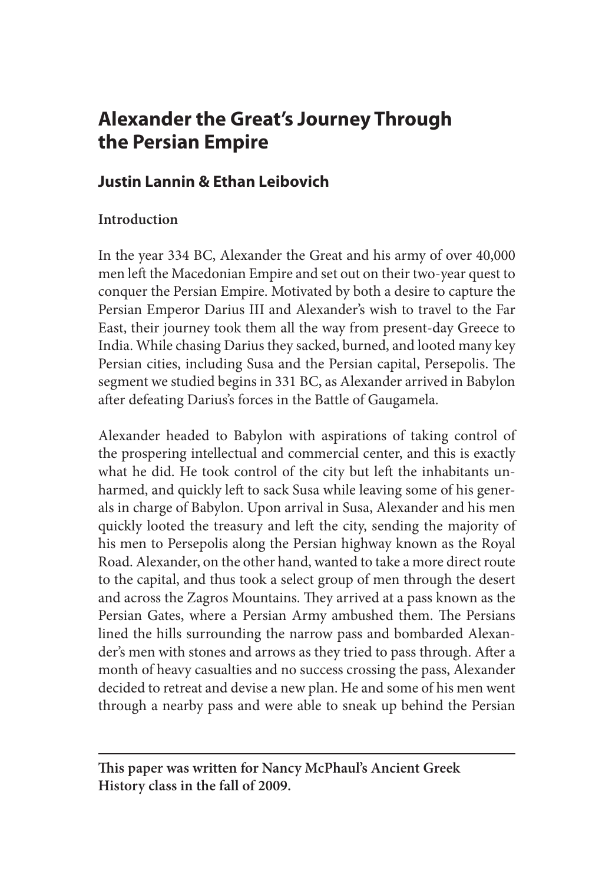# Alexander the Great's Journey Through the Persian Empire

## Justin Lannin & Ethan Leibovich

### Introduction

In the year 334 BC, Alexander the Great and his army of over 40,000 men left the Macedonian Empire and set out on their two-year quest to conquer the Persian Empire. Motivated by both a desire to capture the Persian Emperor Darius III and Alexander's wish to travel to the Far East, their journey took them all the way from present-day Greece to India. While chasing Darius they sacked, burned, and looted many key Persian cities, including Susa and the Persian capital, Persepolis. The segment we studied begins in 331 BC, as Alexander arrived in Babylon after defeating Darius's forces in the Battle of Gaugamela.

Alexander headed to Babylon with aspirations of taking control of the prospering intellectual and commercial center, and this is exactly what he did. He took control of the city but left the inhabitants unharmed, and quickly left to sack Susa while leaving some of his generals in charge of Babylon. Upon arrival in Susa, Alexander and his men quickly looted the treasury and left the city, sending the majority of his men to Persepolis along the Persian highway known as the Royal Road. Alexander, on the other hand, wanted to take a more direct route to the capital, and thus took a select group of men through the desert and across the Zagros Mountains. They arrived at a pass known as the Persian Gates, where a Persian Army ambushed them. The Persians lined the hills surrounding the narrow pass and bombarded Alexander's men with stones and arrows as they tried to pass through. After a month of heavy casualties and no success crossing the pass, Alexander decided to retreat and devise a new plan. He and some of his men went through a nearby pass and were able to sneak up behind the Persian

---

**This paper was written for Nancy McPhaul's Ancient Greek History class in the fall of 2009.**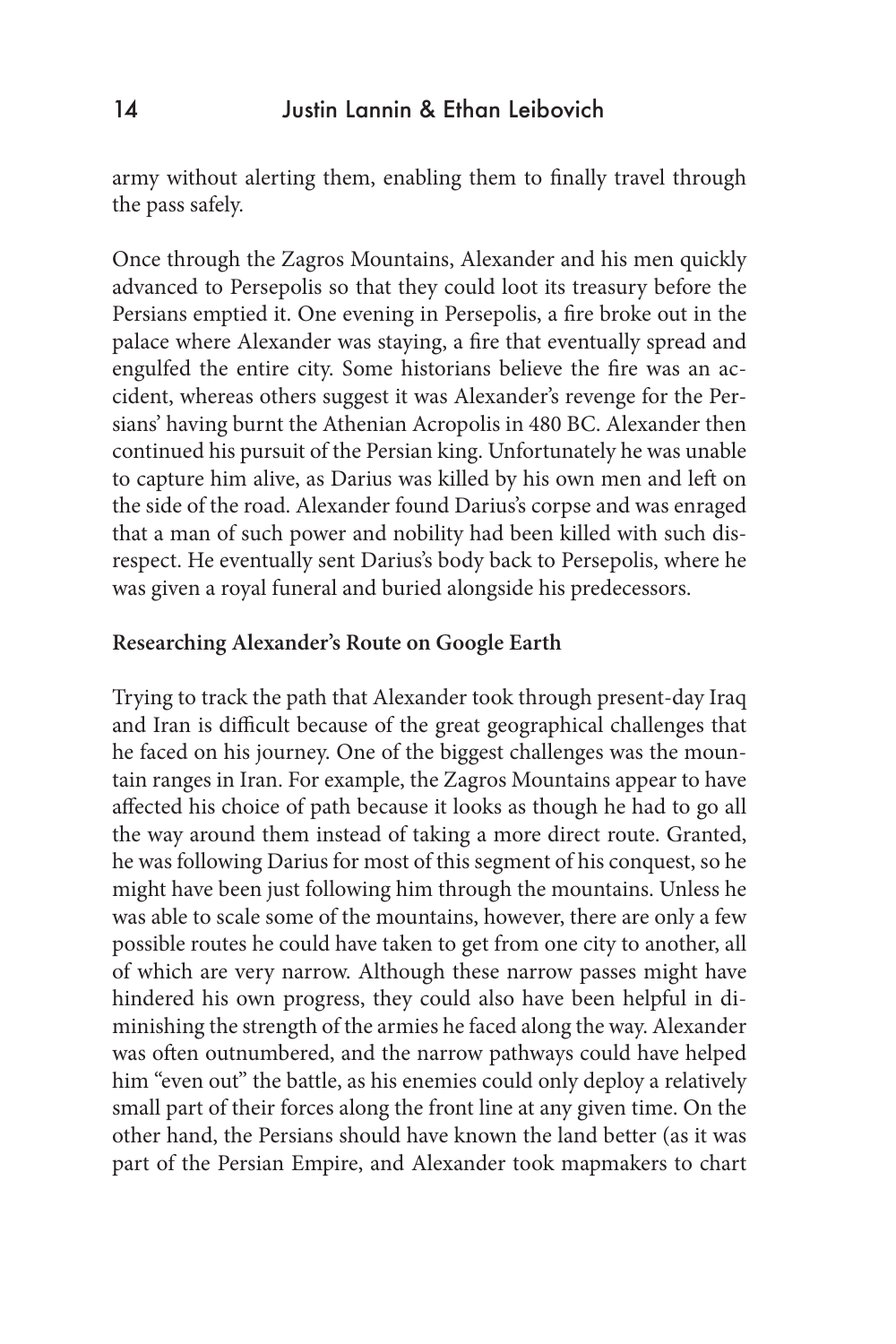army without alerting them, enabling them to finally travel through the pass safely.

Once through the Zagros Mountains, Alexander and his men quickly advanced to Persepolis so that they could loot its treasury before the Persians emptied it. One evening in Persepolis, a fire broke out in the palace where Alexander was staying, a fire that eventually spread and engulfed the entire city. Some historians believe the fire was an accident, whereas others suggest it was Alexander's revenge for the Persians' having burnt the Athenian Acropolis in 480 BC. Alexander then continued his pursuit of the Persian king. Unfortunately he was unable to capture him alive, as Darius was killed by his own men and left on the side of the road. Alexander found Darius's corpse and was enraged that a man of such power and nobility had been killed with such disrespect. He eventually sent Darius's body back to Persepolis, where he was given a royal funeral and buried alongside his predecessors.

**Researching Alexander's Route on Google Earth**

Trying to track the path that Alexander took through present-day Iraq and Iran is difficult because of the great geographical challenges that he faced on his journey. One of the biggest challenges was the mountain ranges in Iran. For example, the Zagros Mountains appear to have affected his choice of path because it looks as though he had to go all the way around them instead of taking a more direct route. Granted, he was following Darius for most of this segment of his conquest, so he might have been just following him through the mountains. Unless he was able to scale some of the mountains, however, there are only a few possible routes he could have taken to get from one city to another, all of which are very narrow. Although these narrow passes might have hindered his own progress, they could also have been helpful in diminishing the strength of the armies he faced along the way. Alexander was often outnumbered, and the narrow pathways could have helped him "even out" the battle, as his enemies could only deploy a relatively small part of their forces along the front line at any given time. On the other hand, the Persians should have known the land better (as it was part of the Persian Empire, and Alexander took mapmakers to chart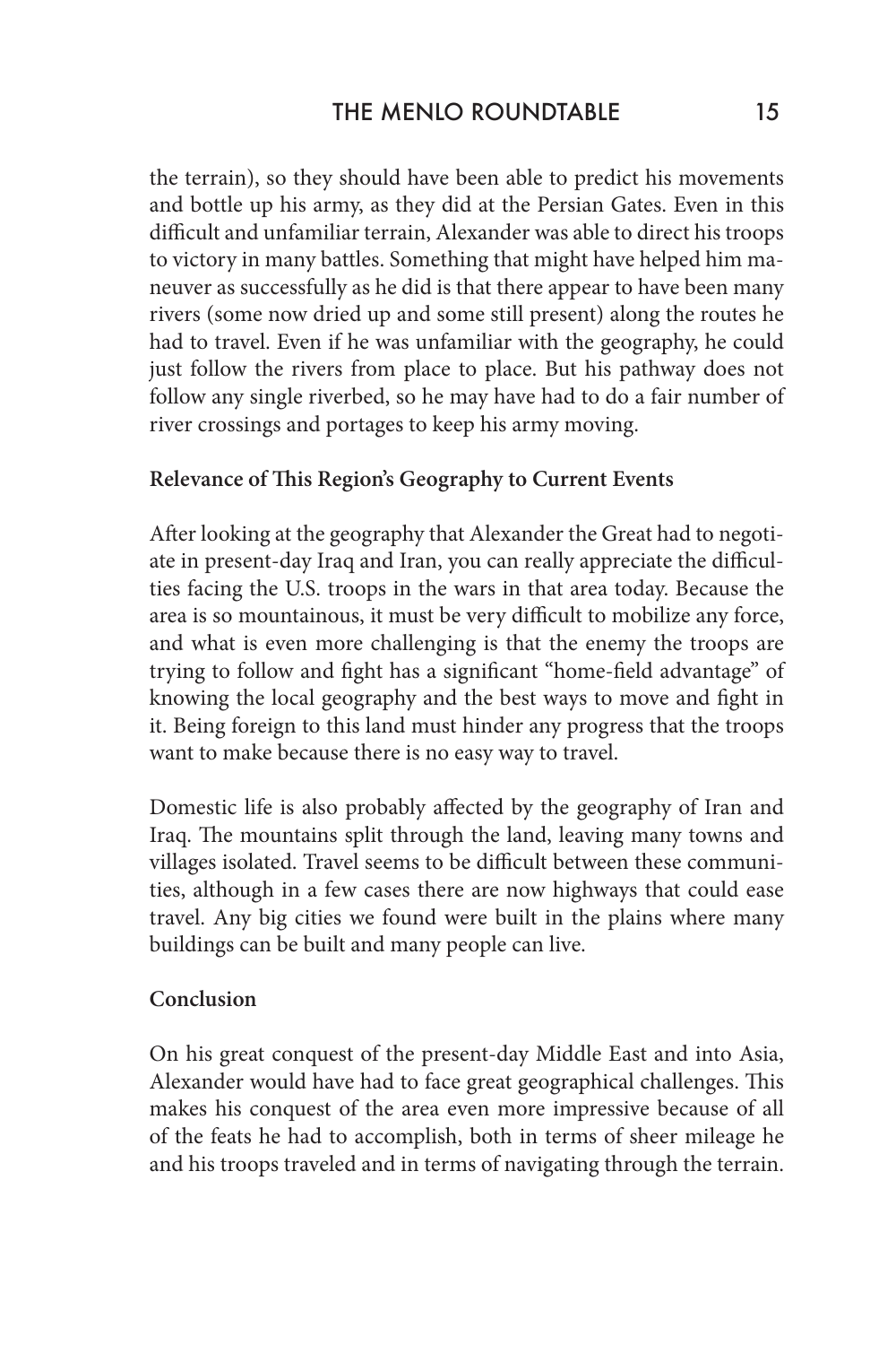the terrain), so they should have been able to predict his movements and bottle up his army, as they did at the Persian Gates. Even in this difficult and unfamiliar terrain, Alexander was able to direct his troops to victory in many battles. Something that might have helped him maneuver as successfully as he did is that there appear to have been many rivers (some now dried up and some still present) along the routes he had to travel. Even if he was unfamiliar with the geography, he could just follow the rivers from place to place. But his pathway does not follow any single riverbed, so he may have had to do a fair number of river crossings and portages to keep his army moving.

**Relevance of This Region's Geography to Current Events**

After looking at the geography that Alexander the Great had to negotiate in present-day Iraq and Iran, you can really appreciate the difficulties facing the U.S. troops in the wars in that area today. Because the area is so mountainous, it must be very difficult to mobilize any force, and what is even more challenging is that the enemy the troops are trying to follow and fight has a significant "home-field advantage" of knowing the local geography and the best ways to move and fight in it. Being foreign to this land must hinder any progress that the troops want to make because there is no easy way to travel.

Domestic life is also probably affected by the geography of Iran and Iraq. The mountains split through the land, leaving many towns and villages isolated. Travel seems to be difficult between these communities, although in a few cases there are now highways that could ease travel. Any big cities we found were built in the plains where many buildings can be built and many people can live.

**Conclusion**

On his great conquest of the present-day Middle East and into Asia, Alexander would have had to face great geographical challenges. This makes his conquest of the area even more impressive because of all of the feats he had to accomplish, both in terms of sheer mileage he and his troops traveled and in terms of navigating through the terrain.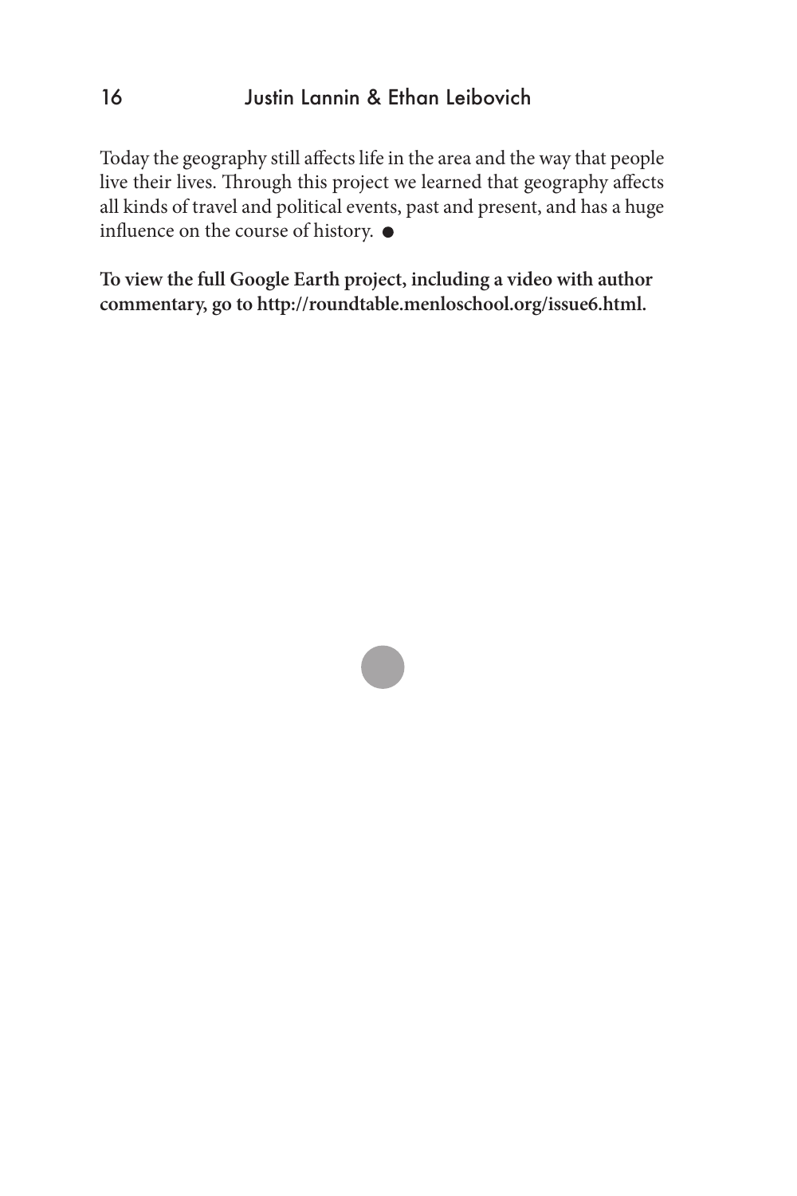Today the geography still affects life in the area and the way that people live their lives. Through this project we learned that geography affects all kinds of travel and political events, past and present, and has a huge influence on the course of history. ●

**To view the full Google Earth project, including a video with author commentary, go to http://roundtable.menloschool.org/issue6.html.**